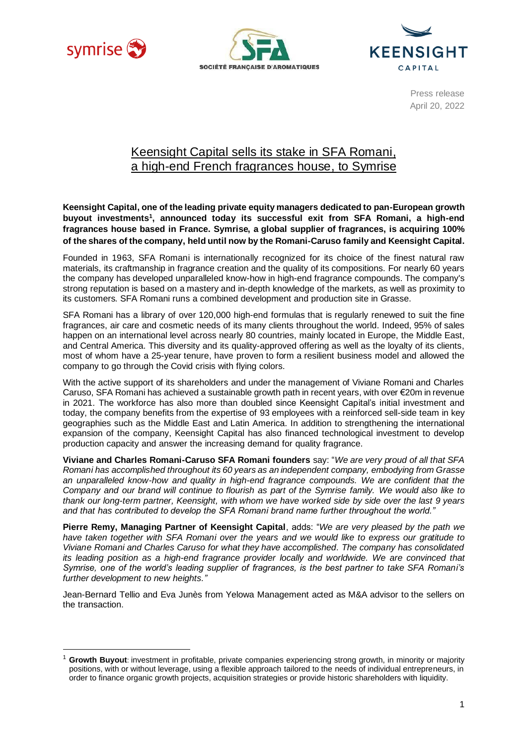Press release
April 20, 2022

# Keensight Capital sells its stake in SFA Romani, a high-end French fragrances house, to Symrise

**Keensight Capital, one of the leading private equity managers dedicated to pan-European growth buyout investments[1], announced today its successful exit from SFA Romani, a high-end fragrances house based in France. Symrise, a global supplier of fragrances, is acquiring 100% of the shares of the company, held until now by the Romani-Caruso family and Keensight Capital.**

Founded in 1963, SFA Romani is internationally recognized for its choice of the finest natural raw materials, its craftmanship in fragrance creation and the quality of its compositions. For nearly 60 years the company has developed unparalleled know-how in high-end fragrance compounds. The company's strong reputation is based on a mastery and in-depth knowledge of the markets, as well as proximity to its customers. SFA Romani runs a combined development and production site in Grasse.

SFA Romani has a library of over 120,000 high-end formulas that is regularly renewed to suit the fine fragrances, air care and cosmetic needs of its many clients throughout the world. Indeed, 95% of sales happen on an international level across nearly 80 countries, mainly located in Europe, the Middle East, and Central America. This diversity and its quality-approved offering as well as the loyalty of its clients, most of whom have a 25-year tenure, have proven to form a resilient business model and allowed the company to go through the Covid crisis with flying colors.

With the active support of its shareholders and under the management of Viviane Romani and Charles Caruso, SFA Romani has achieved a sustainable growth path in recent years, with over €20m in revenue in 2021. The workforce has also more than doubled since Keensight Capital's initial investment and today, the company benefits from the expertise of 93 employees with a reinforced sell-side team in key geographies such as the Middle East and Latin America. In addition to strengthening the international expansion of the company, Keensight Capital has also financed technological investment to develop production capacity and answer the increasing demand for quality fragrance.

**Viviane and Charles Romani-Caruso SFA Romani founders** say: "*We are very proud of all that SFA Romani has accomplished throughout its 60 years as an independent company, embodying from Grasse an unparalleled know-how and quality in high-end fragrance compounds. We are confident that the Company and our brand will continue to flourish as part of the Symrise family. We would also like to thank our long-term partner, Keensight, with whom we have worked side by side over the last 9 years and that has contributed to develop the SFA Romani brand name further throughout the world.*"

**Pierre Remy, Managing Partner of Keensight Capital**, adds: "*We are very pleased by the path we have taken together with SFA Romani over the years and we would like to express our gratitude to Viviane Romani and Charles Caruso for what they have accomplished. The company has consolidated its leading position as a high-end fragrance provider locally and worldwide. We are convinced that Symrise, one of the world's leading supplier of fragrances, is the best partner to take SFA Romani's further development to new heights.*"

Jean-Bernard Tellio and Eva Junès from Yelowa Management acted as M&A advisor to the sellers on the transaction.

---

[1] **Growth Buyout**: investment in profitable, private companies experiencing strong growth, in minority or majority positions, with or without leverage, using a flexible approach tailored to the needs of individual entrepreneurs, in order to finance organic growth projects, acquisition strategies or provide historic shareholders with liquidity.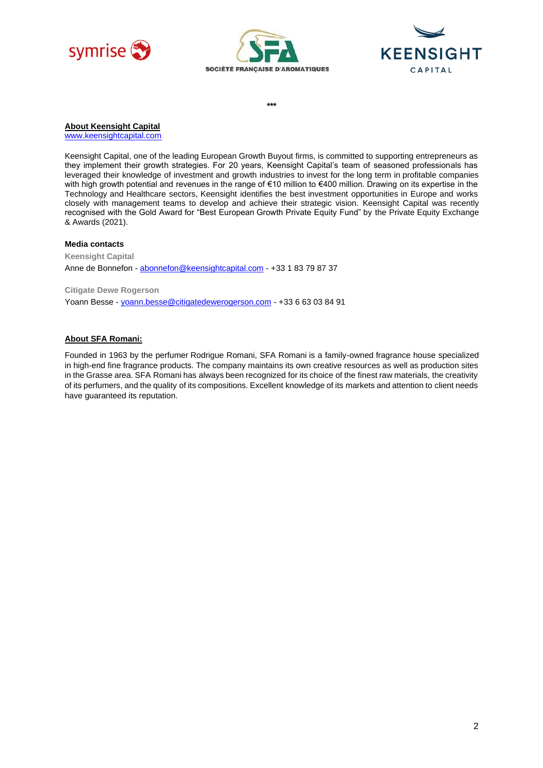\*\*\*

**About Keensight Capital**
www.keensightcapital.com

Keensight Capital, one of the leading European Growth Buyout firms, is committed to supporting entrepreneurs as they implement their growth strategies. For 20 years, Keensight Capital's team of seasoned professionals has leveraged their knowledge of investment and growth industries to invest for the long term in profitable companies with high growth potential and revenues in the range of €10 million to €400 million. Drawing on its expertise in the Technology and Healthcare sectors, Keensight identifies the best investment opportunities in Europe and works closely with management teams to develop and achieve their strategic vision. Keensight Capital was recently recognised with the Gold Award for "Best European Growth Private Equity Fund" by the Private Equity Exchange & Awards (2021).

**Media contacts**

**Keensight Capital**
Anne de Bonnefon - abonnefon@keensightcapital.com - +33 1 83 79 87 37

**Citigate Dewe Rogerson**
Yoann Besse - yoann.besse@citigatedewerogerson.com - +33 6 63 03 84 91

**About SFA Romani:**

Founded in 1963 by the perfumer Rodrigue Romani, SFA Romani is a family-owned fragrance house specialized in high-end fine fragrance products. The company maintains its own creative resources as well as production sites in the Grasse area. SFA Romani has always been recognized for its choice of the finest raw materials, the creativity of its perfumers, and the quality of its compositions. Excellent knowledge of its markets and attention to client needs have guaranteed its reputation.